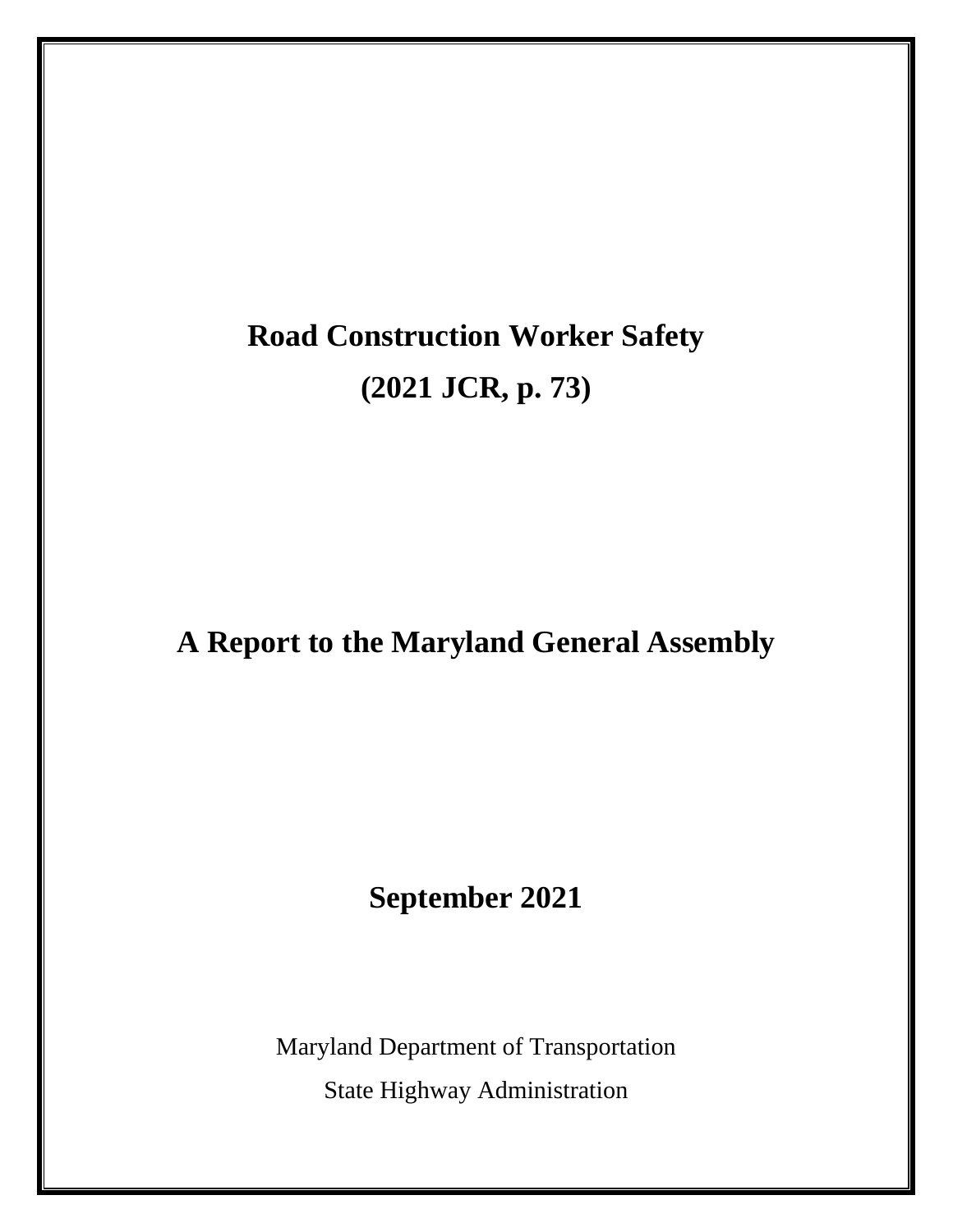# Road Construction Worker Safety

# (2021 JCR, p. 73)

## A Report to the Maryland General Assembly

## September 2021

Maryland Department of Transportation

State Highway Administration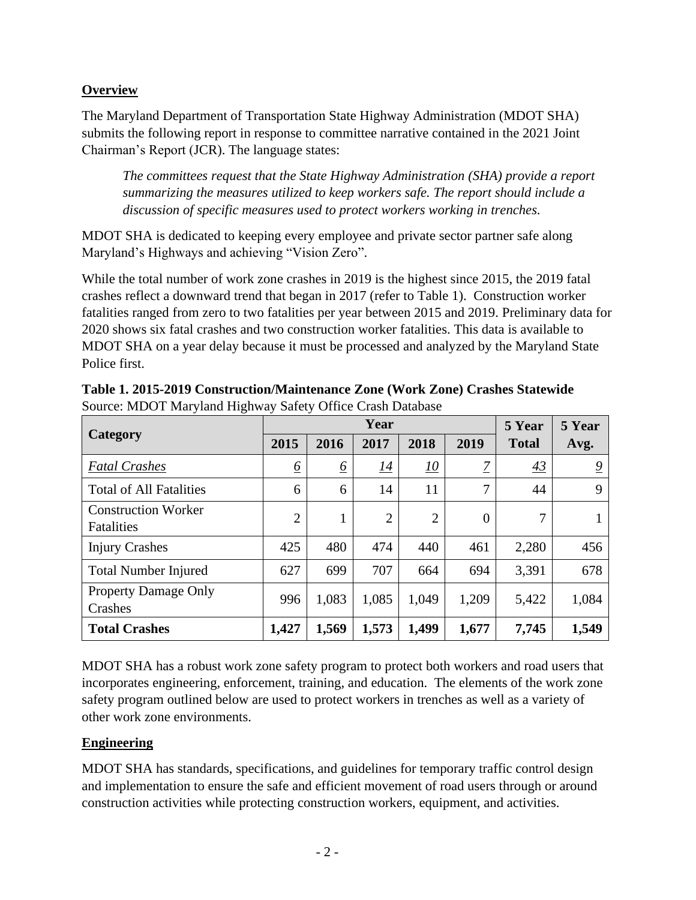**Overview**

The Maryland Department of Transportation State Highway Administration (MDOT SHA) submits the following report in response to committee narrative contained in the 2021 Joint Chairman's Report (JCR). The language states:

> *The committees request that the State Highway Administration (SHA) provide a report summarizing the measures utilized to keep workers safe. The report should include a discussion of specific measures used to protect workers working in trenches.*

MDOT SHA is dedicated to keeping every employee and private sector partner safe along Maryland's Highways and achieving "Vision Zero".

While the total number of work zone crashes in 2019 is the highest since 2015, the 2019 fatal crashes reflect a downward trend that began in 2017 (refer to Table 1). Construction worker fatalities ranged from zero to two fatalities per year between 2015 and 2019. Preliminary data for 2020 shows six fatal crashes and two construction worker fatalities. This data is available to MDOT SHA on a year delay because it must be processed and analyzed by the Maryland State Police first.

**Table 1. 2015-2019 Construction/Maintenance Zone (Work Zone) Crashes Statewide**
Source: MDOT Maryland Highway Safety Office Crash Database

| Category | Year | | | | | 5 Year Total | 5 Year Avg. |
|---|---|---|---|---|---|---|---|
| | 2015 | 2016 | 2017 | 2018 | 2019 | | |
| *Fatal Crashes* | 6 | 6 | 14 | 10 | 7 | 43 | 9 |
| Total of All Fatalities | 6 | 6 | 14 | 11 | 7 | 44 | 9 |
| Construction Worker Fatalities | 2 | 1 | 2 | 2 | 0 | 7 | 1 |
| Injury Crashes | 425 | 480 | 474 | 440 | 461 | 2,280 | 456 |
| Total Number Injured | 627 | 699 | 707 | 664 | 694 | 3,391 | 678 |
| Property Damage Only Crashes | 996 | 1,083 | 1,085 | 1,049 | 1,209 | 5,422 | 1,084 |
| **Total Crashes** | **1,427** | **1,569** | **1,573** | **1,499** | **1,677** | **7,745** | **1,549** |

MDOT SHA has a robust work zone safety program to protect both workers and road users that incorporates engineering, enforcement, training, and education. The elements of the work zone safety program outlined below are used to protect workers in trenches as well as a variety of other work zone environments.

**Engineering**

MDOT SHA has standards, specifications, and guidelines for temporary traffic control design and implementation to ensure the safe and efficient movement of road users through or around construction activities while protecting construction workers, equipment, and activities.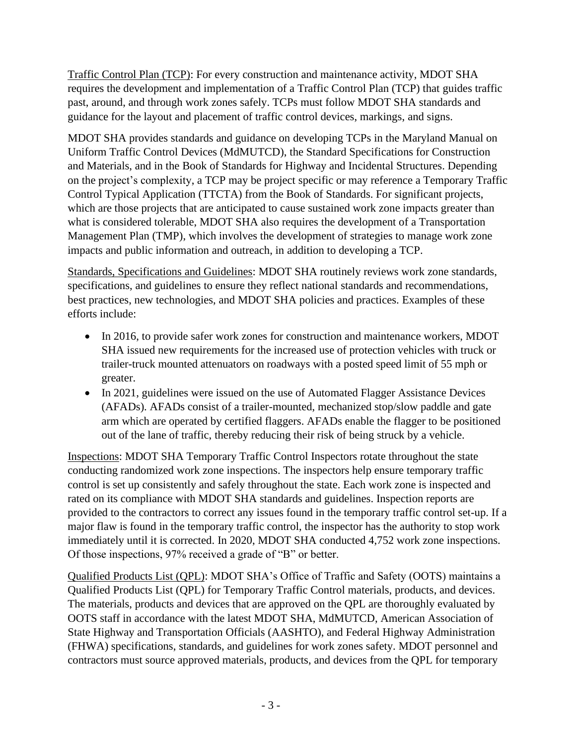Traffic Control Plan (TCP): For every construction and maintenance activity, MDOT SHA requires the development and implementation of a Traffic Control Plan (TCP) that guides traffic past, around, and through work zones safely. TCPs must follow MDOT SHA standards and guidance for the layout and placement of traffic control devices, markings, and signs.

MDOT SHA provides standards and guidance on developing TCPs in the Maryland Manual on Uniform Traffic Control Devices (MdMUTCD), the Standard Specifications for Construction and Materials, and in the Book of Standards for Highway and Incidental Structures. Depending on the project's complexity, a TCP may be project specific or may reference a Temporary Traffic Control Typical Application (TTCTA) from the Book of Standards. For significant projects, which are those projects that are anticipated to cause sustained work zone impacts greater than what is considered tolerable, MDOT SHA also requires the development of a Transportation Management Plan (TMP), which involves the development of strategies to manage work zone impacts and public information and outreach, in addition to developing a TCP.

Standards, Specifications and Guidelines: MDOT SHA routinely reviews work zone standards, specifications, and guidelines to ensure they reflect national standards and recommendations, best practices, new technologies, and MDOT SHA policies and practices. Examples of these efforts include:

- In 2016, to provide safer work zones for construction and maintenance workers, MDOT SHA issued new requirements for the increased use of protection vehicles with truck or trailer-truck mounted attenuators on roadways with a posted speed limit of 55 mph or greater.
- In 2021, guidelines were issued on the use of Automated Flagger Assistance Devices (AFADs). AFADs consist of a trailer-mounted, mechanized stop/slow paddle and gate arm which are operated by certified flaggers. AFADs enable the flagger to be positioned out of the lane of traffic, thereby reducing their risk of being struck by a vehicle.

Inspections: MDOT SHA Temporary Traffic Control Inspectors rotate throughout the state conducting randomized work zone inspections. The inspectors help ensure temporary traffic control is set up consistently and safely throughout the state. Each work zone is inspected and rated on its compliance with MDOT SHA standards and guidelines. Inspection reports are provided to the contractors to correct any issues found in the temporary traffic control set-up. If a major flaw is found in the temporary traffic control, the inspector has the authority to stop work immediately until it is corrected. In 2020, MDOT SHA conducted 4,752 work zone inspections. Of those inspections, 97% received a grade of "B" or better.

Qualified Products List (QPL): MDOT SHA's Office of Traffic and Safety (OOTS) maintains a Qualified Products List (QPL) for Temporary Traffic Control materials, products, and devices. The materials, products and devices that are approved on the QPL are thoroughly evaluated by OOTS staff in accordance with the latest MDOT SHA, MdMUTCD, American Association of State Highway and Transportation Officials (AASHTO), and Federal Highway Administration (FHWA) specifications, standards, and guidelines for work zones safety. MDOT personnel and contractors must source approved materials, products, and devices from the QPL for temporary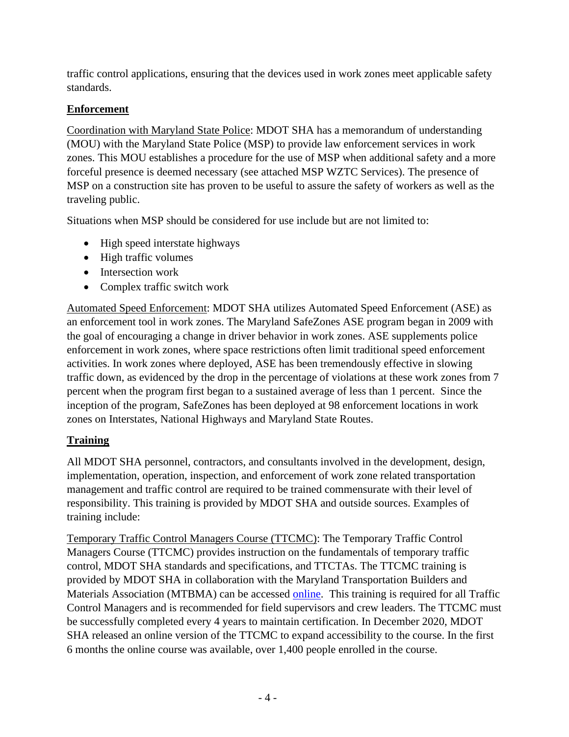traffic control applications, ensuring that the devices used in work zones meet applicable safety standards.

## **Enforcement**

Coordination with Maryland State Police: MDOT SHA has a memorandum of understanding (MOU) with the Maryland State Police (MSP) to provide law enforcement services in work zones. This MOU establishes a procedure for the use of MSP when additional safety and a more forceful presence is deemed necessary (see attached MSP WZTC Services). The presence of MSP on a construction site has proven to be useful to assure the safety of workers as well as the traveling public.

Situations when MSP should be considered for use include but are not limited to:

- High speed interstate highways
- High traffic volumes
- Intersection work
- Complex traffic switch work

Automated Speed Enforcement: MDOT SHA utilizes Automated Speed Enforcement (ASE) as an enforcement tool in work zones. The Maryland SafeZones ASE program began in 2009 with the goal of encouraging a change in driver behavior in work zones. ASE supplements police enforcement in work zones, where space restrictions often limit traditional speed enforcement activities. In work zones where deployed, ASE has been tremendously effective in slowing traffic down, as evidenced by the drop in the percentage of violations at these work zones from 7 percent when the program first began to a sustained average of less than 1 percent. Since the inception of the program, SafeZones has been deployed at 98 enforcement locations in work zones on Interstates, National Highways and Maryland State Routes.

## **Training**

All MDOT SHA personnel, contractors, and consultants involved in the development, design, implementation, operation, inspection, and enforcement of work zone related transportation management and traffic control are required to be trained commensurate with their level of responsibility. This training is provided by MDOT SHA and outside sources. Examples of training include:

Temporary Traffic Control Managers Course (TTCMC): The Temporary Traffic Control Managers Course (TTCMC) provides instruction on the fundamentals of temporary traffic control, MDOT SHA standards and specifications, and TTCTAs. The TTCMC training is provided by MDOT SHA in collaboration with the Maryland Transportation Builders and Materials Association (MTBMA) can be accessed online. This training is required for all Traffic Control Managers and is recommended for field supervisors and crew leaders. The TTCMC must be successfully completed every 4 years to maintain certification. In December 2020, MDOT SHA released an online version of the TTCMC to expand accessibility to the course. In the first 6 months the online course was available, over 1,400 people enrolled in the course.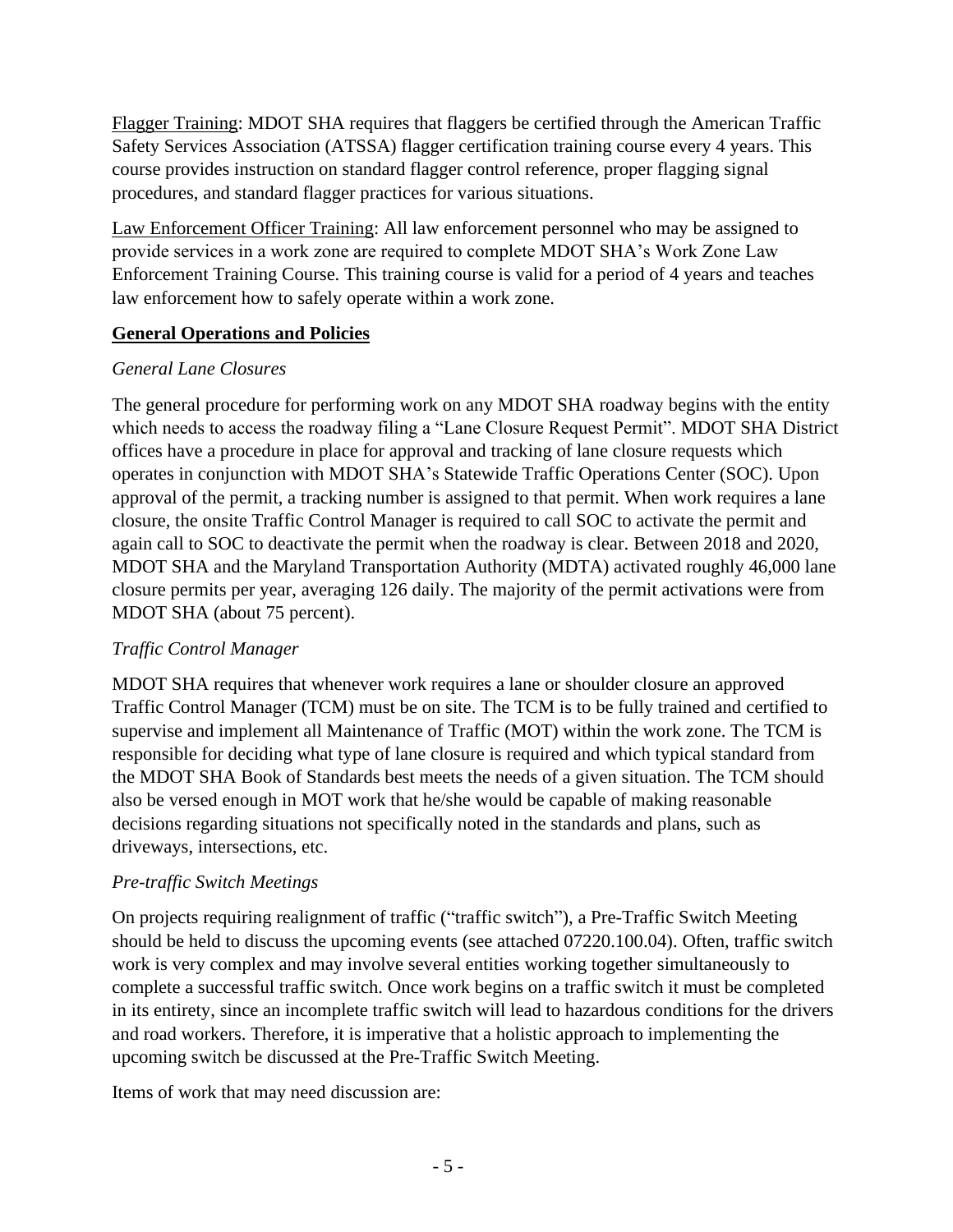Flagger Training: MDOT SHA requires that flaggers be certified through the American Traffic Safety Services Association (ATSSA) flagger certification training course every 4 years. This course provides instruction on standard flagger control reference, proper flagging signal procedures, and standard flagger practices for various situations.

Law Enforcement Officer Training: All law enforcement personnel who may be assigned to provide services in a work zone are required to complete MDOT SHA's Work Zone Law Enforcement Training Course. This training course is valid for a period of 4 years and teaches law enforcement how to safely operate within a work zone.

## General Operations and Policies

### *General Lane Closures*

The general procedure for performing work on any MDOT SHA roadway begins with the entity which needs to access the roadway filing a "Lane Closure Request Permit". MDOT SHA District offices have a procedure in place for approval and tracking of lane closure requests which operates in conjunction with MDOT SHA's Statewide Traffic Operations Center (SOC). Upon approval of the permit, a tracking number is assigned to that permit. When work requires a lane closure, the onsite Traffic Control Manager is required to call SOC to activate the permit and again call to SOC to deactivate the permit when the roadway is clear. Between 2018 and 2020, MDOT SHA and the Maryland Transportation Authority (MDTA) activated roughly 46,000 lane closure permits per year, averaging 126 daily. The majority of the permit activations were from MDOT SHA (about 75 percent).

### *Traffic Control Manager*

MDOT SHA requires that whenever work requires a lane or shoulder closure an approved Traffic Control Manager (TCM) must be on site. The TCM is to be fully trained and certified to supervise and implement all Maintenance of Traffic (MOT) within the work zone. The TCM is responsible for deciding what type of lane closure is required and which typical standard from the MDOT SHA Book of Standards best meets the needs of a given situation. The TCM should also be versed enough in MOT work that he/she would be capable of making reasonable decisions regarding situations not specifically noted in the standards and plans, such as driveways, intersections, etc.

### *Pre-traffic Switch Meetings*

On projects requiring realignment of traffic ("traffic switch"), a Pre-Traffic Switch Meeting should be held to discuss the upcoming events (see attached 07220.100.04). Often, traffic switch work is very complex and may involve several entities working together simultaneously to complete a successful traffic switch. Once work begins on a traffic switch it must be completed in its entirety, since an incomplete traffic switch will lead to hazardous conditions for the drivers and road workers. Therefore, it is imperative that a holistic approach to implementing the upcoming switch be discussed at the Pre-Traffic Switch Meeting.

Items of work that may need discussion are: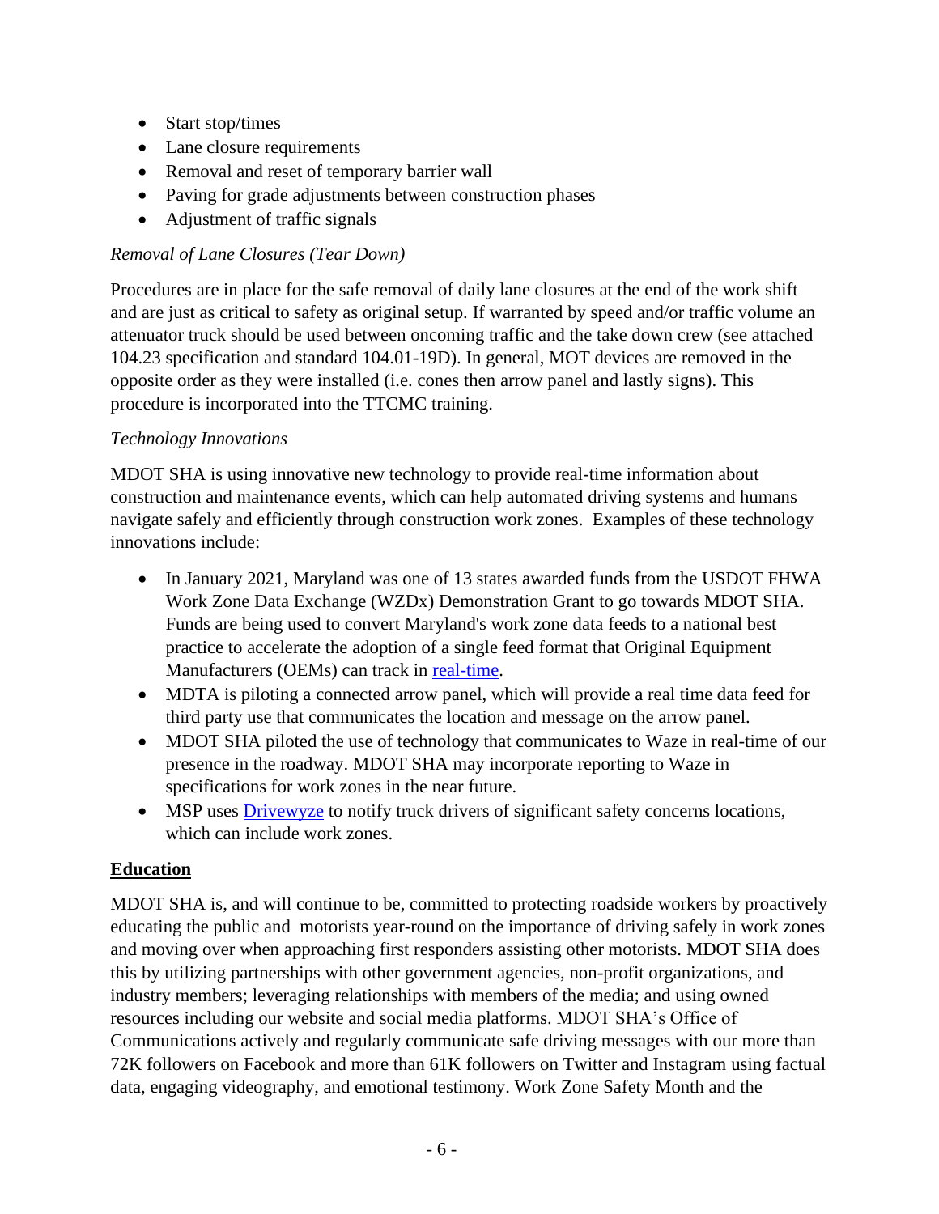- Start stop/times
- Lane closure requirements
- Removal and reset of temporary barrier wall
- Paving for grade adjustments between construction phases
- Adjustment of traffic signals

*Removal of Lane Closures (Tear Down)*

Procedures are in place for the safe removal of daily lane closures at the end of the work shift and are just as critical to safety as original setup. If warranted by speed and/or traffic volume an attenuator truck should be used between oncoming traffic and the take down crew (see attached 104.23 specification and standard 104.01-19D). In general, MOT devices are removed in the opposite order as they were installed (i.e. cones then arrow panel and lastly signs). This procedure is incorporated into the TTCMC training.

*Technology Innovations*

MDOT SHA is using innovative new technology to provide real-time information about construction and maintenance events, which can help automated driving systems and humans navigate safely and efficiently through construction work zones. Examples of these technology innovations include:

- In January 2021, Maryland was one of 13 states awarded funds from the USDOT FHWA Work Zone Data Exchange (WZDx) Demonstration Grant to go towards MDOT SHA. Funds are being used to convert Maryland's work zone data feeds to a national best practice to accelerate the adoption of a single feed format that Original Equipment Manufacturers (OEMs) can track in real-time.
- MDTA is piloting a connected arrow panel, which will provide a real time data feed for third party use that communicates the location and message on the arrow panel.
- MDOT SHA piloted the use of technology that communicates to Waze in real-time of our presence in the roadway. MDOT SHA may incorporate reporting to Waze in specifications for work zones in the near future.
- MSP uses Drivewyze to notify truck drivers of significant safety concerns locations, which can include work zones.

## Education

MDOT SHA is, and will continue to be, committed to protecting roadside workers by proactively educating the public and motorists year-round on the importance of driving safely in work zones and moving over when approaching first responders assisting other motorists. MDOT SHA does this by utilizing partnerships with other government agencies, non-profit organizations, and industry members; leveraging relationships with members of the media; and using owned resources including our website and social media platforms. MDOT SHA's Office of Communications actively and regularly communicate safe driving messages with our more than 72K followers on Facebook and more than 61K followers on Twitter and Instagram using factual data, engaging videography, and emotional testimony. Work Zone Safety Month and the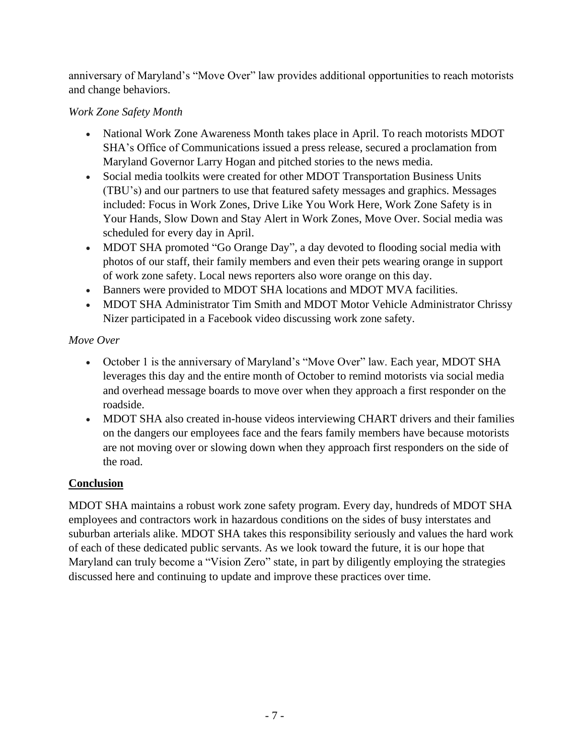anniversary of Maryland's "Move Over" law provides additional opportunities to reach motorists and change behaviors.

*Work Zone Safety Month*

- National Work Zone Awareness Month takes place in April. To reach motorists MDOT SHA's Office of Communications issued a press release, secured a proclamation from Maryland Governor Larry Hogan and pitched stories to the news media.
- Social media toolkits were created for other MDOT Transportation Business Units (TBU's) and our partners to use that featured safety messages and graphics. Messages included: Focus in Work Zones, Drive Like You Work Here, Work Zone Safety is in Your Hands, Slow Down and Stay Alert in Work Zones, Move Over. Social media was scheduled for every day in April.
- MDOT SHA promoted "Go Orange Day", a day devoted to flooding social media with photos of our staff, their family members and even their pets wearing orange in support of work zone safety. Local news reporters also wore orange on this day.
- Banners were provided to MDOT SHA locations and MDOT MVA facilities.
- MDOT SHA Administrator Tim Smith and MDOT Motor Vehicle Administrator Chrissy Nizer participated in a Facebook video discussing work zone safety.

*Move Over*

- October 1 is the anniversary of Maryland's "Move Over" law. Each year, MDOT SHA leverages this day and the entire month of October to remind motorists via social media and overhead message boards to move over when they approach a first responder on the roadside.
- MDOT SHA also created in-house videos interviewing CHART drivers and their families on the dangers our employees face and the fears family members have because motorists are not moving over or slowing down when they approach first responders on the side of the road.

## Conclusion

MDOT SHA maintains a robust work zone safety program. Every day, hundreds of MDOT SHA employees and contractors work in hazardous conditions on the sides of busy interstates and suburban arterials alike. MDOT SHA takes this responsibility seriously and values the hard work of each of these dedicated public servants. As we look toward the future, it is our hope that Maryland can truly become a "Vision Zero" state, in part by diligently employing the strategies discussed here and continuing to update and improve these practices over time.